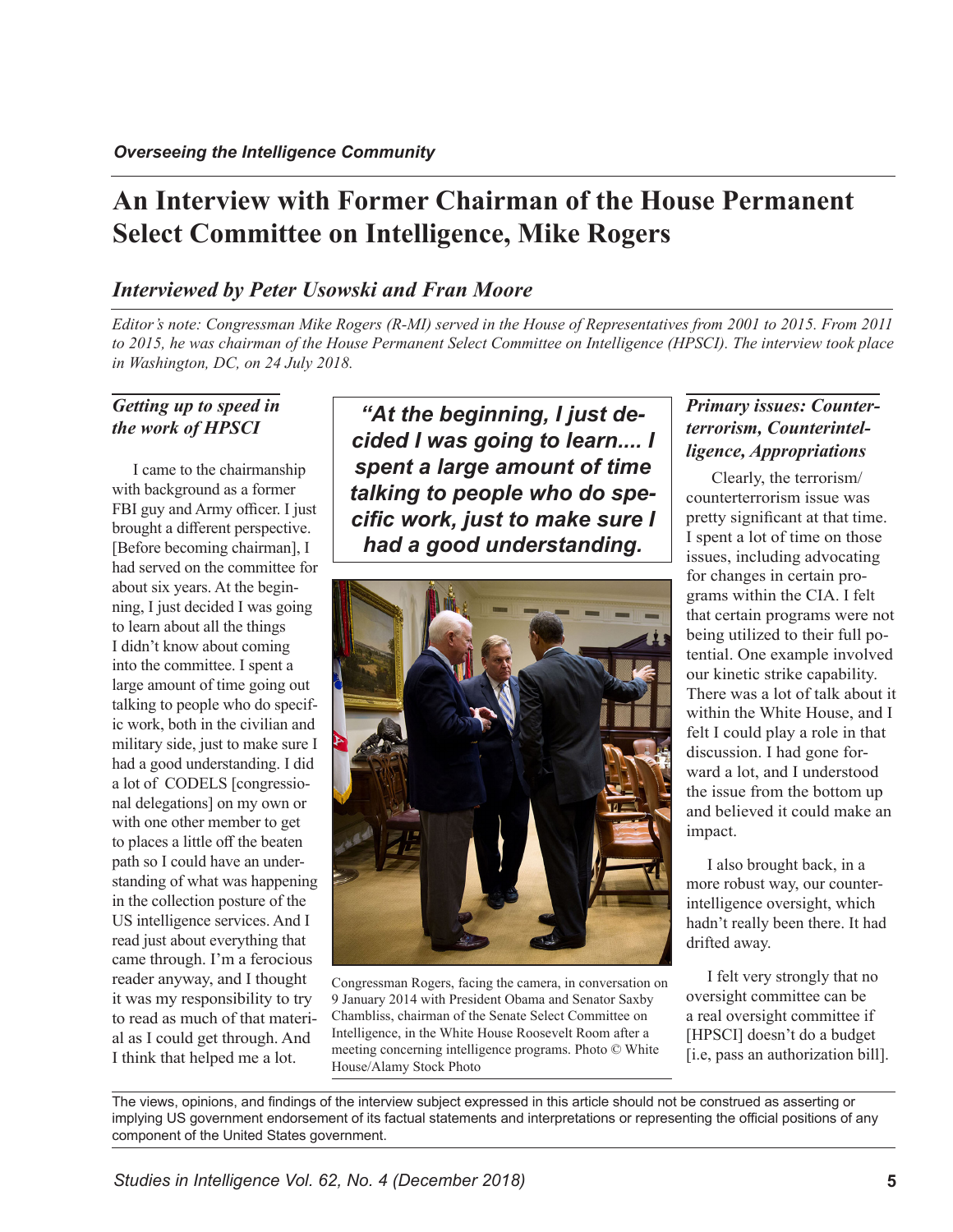*Overseeing the Intelligence Community*

# An Interview with Former Chairman of the House Permanent Select Committee on Intelligence, Mike Rogers

## *Interviewed by Peter Usowski and Fran Moore*

*Editor's note: Congressman Mike Rogers (R-MI) served in the House of Representatives from 2001 to 2015. From 2011 to 2015, he was chairman of the House Permanent Select Committee on Intelligence (HPSCI). The interview took place in Washington, DC, on 24 July 2018.*

### *Getting up to speed in the work of HPSCI*

I came to the chairmanship with background as a former FBI guy and Army officer. I just brought a different perspective. [Before becoming chairman], I had served on the committee for about six years. At the beginning, I just decided I was going to learn about all the things I didn't know about coming into the committee. I spent a large amount of time going out talking to people who do specific work, both in the civilian and military side, just to make sure I had a good understanding. I did a lot of CODELS [congressional delegations] on my own or with one other member to get to places a little off the beaten path so I could have an understanding of what was happening in the collection posture of the US intelligence services. And I read just about everything that came through. I'm a ferocious reader anyway, and I thought it was my responsibility to try to read as much of that material as I could get through. And I think that helped me a lot.

> ***"At the beginning, I just decided I was going to learn.... I spent a large amount of time talking to people who do specific work, just to make sure I had a good understanding.***

Congressman Rogers, facing the camera, in conversation on 9 January 2014 with President Obama and Senator Saxby Chambliss, chairman of the Senate Select Committee on Intelligence, in the White House Roosevelt Room after a meeting concerning intelligence programs. Photo © White House/Alamy Stock Photo

### *Primary issues: Counterterrorism, Counterintelligence, Appropriations*

Clearly, the terrorism/counterterrorism issue was pretty significant at that time. I spent a lot of time on those issues, including advocating for changes in certain programs within the CIA. I felt that certain programs were not being utilized to their full potential. One example involved our kinetic strike capability. There was a lot of talk about it within the White House, and I felt I could play a role in that discussion. I had gone forward a lot, and I understood the issue from the bottom up and believed it could make an impact.

I also brought back, in a more robust way, our counterintelligence oversight, which hadn't really been there. It had drifted away.

I felt very strongly that no oversight committee can be a real oversight committee if [HPSCI] doesn't do a budget [i.e, pass an authorization bill].

The views, opinions, and findings of the interview subject expressed in this article should not be construed as asserting or implying US government endorsement of its factual statements and interpretations or representing the official positions of any component of the United States government.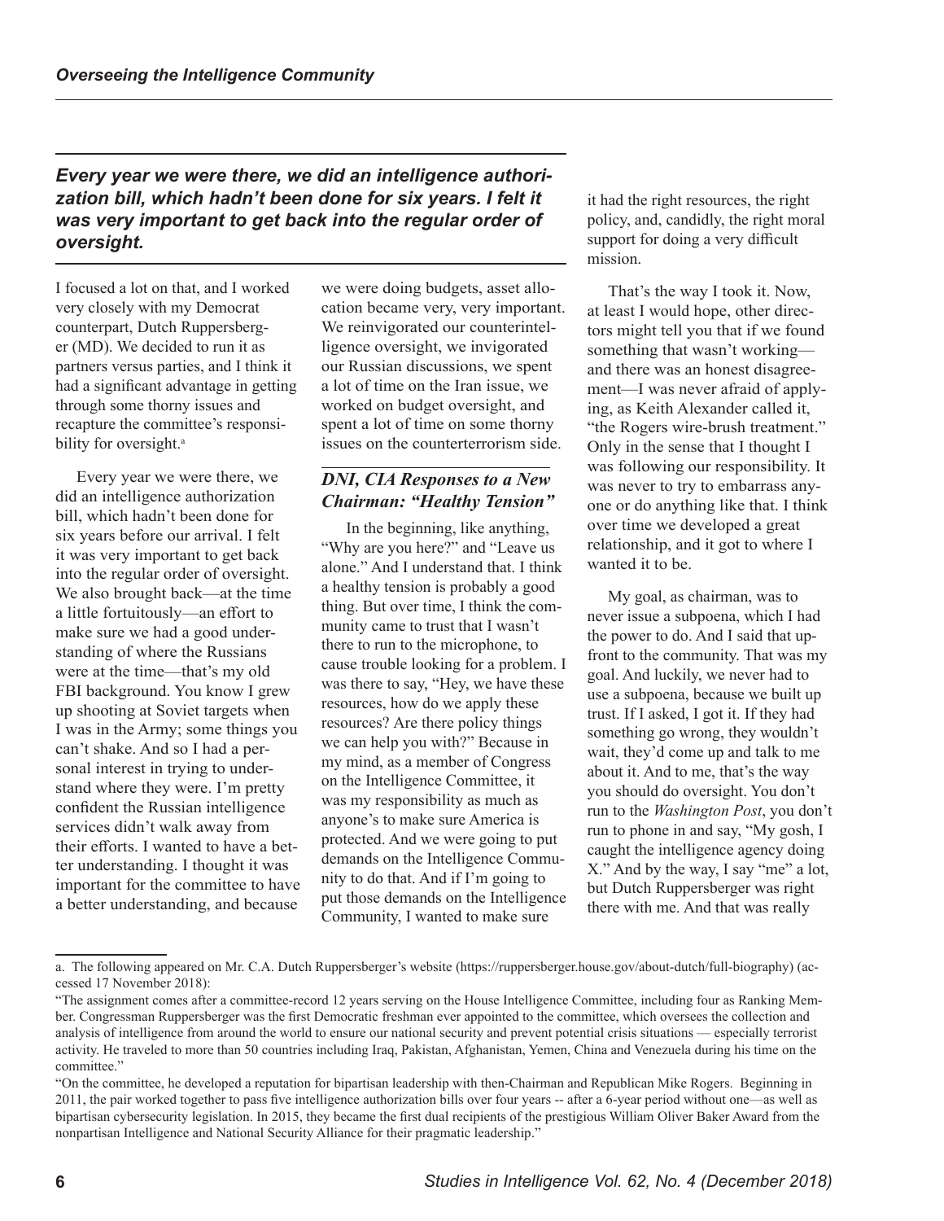*Every year we were there, we did an intelligence authorization bill, which hadn't been done for six years. I felt it was very important to get back into the regular order of oversight.*

I focused a lot on that, and I worked very closely with my Democrat counterpart, Dutch Ruppersberger (MD). We decided to run it as partners versus parties, and I think it had a significant advantage in getting through some thorny issues and recapture the committee's responsibility for oversight.[a]

Every year we were there, we did an intelligence authorization bill, which hadn't been done for six years before our arrival. I felt it was very important to get back into the regular order of oversight. We also brought back—at the time a little fortuitously—an effort to make sure we had a good understanding of where the Russians were at the time—that's my old FBI background. You know I grew up shooting at Soviet targets when I was in the Army; some things you can't shake. And so I had a personal interest in trying to understand where they were. I'm pretty confident the Russian intelligence services didn't walk away from their efforts. I wanted to have a better understanding. I thought it was important for the committee to have a better understanding, and because we were doing budgets, asset allocation became very, very important. We reinvigorated our counterintelligence oversight, we invigorated our Russian discussions, we spent a lot of time on the Iran issue, we worked on budget oversight, and spent a lot of time on some thorny issues on the counterterrorism side.

### *DNI, CIA Responses to a New Chairman: "Healthy Tension"*

In the beginning, like anything, "Why are you here?" and "Leave us alone." And I understand that. I think a healthy tension is probably a good thing. But over time, I think the community came to trust that I wasn't there to run to the microphone, to cause trouble looking for a problem. I was there to say, "Hey, we have these resources, how do we apply these resources? Are there policy things we can help you with?" Because in my mind, as a member of Congress on the Intelligence Committee, it was my responsibility as much as anyone's to make sure America is protected. And we were going to put demands on the Intelligence Community to do that. And if I'm going to put those demands on the Intelligence Community, I wanted to make sure it had the right resources, the right policy, and, candidly, the right moral support for doing a very difficult mission.

That's the way I took it. Now, at least I would hope, other directors might tell you that if we found something that wasn't working—and there was an honest disagreement—I was never afraid of applying, as Keith Alexander called it, "the Rogers wire-brush treatment." Only in the sense that I thought I was following our responsibility. It was never to try to embarrass anyone or do anything like that. I think over time we developed a great relationship, and it got to where I wanted it to be.

My goal, as chairman, was to never issue a subpoena, which I had the power to do. And I said that upfront to the community. That was my goal. And luckily, we never had to use a subpoena, because we built up trust. If I asked, I got it. If they had something go wrong, they wouldn't wait, they'd come up and talk to me about it. And to me, that's the way you should do oversight. You don't run to the *Washington Post*, you don't run to phone in and say, "My gosh, I caught the intelligence agency doing X." And by the way, I say "me" a lot, but Dutch Ruppersberger was right there with me. And that was really

---

a. The following appeared on Mr. C.A. Dutch Ruppersberger's website (https://ruppersberger.house.gov/about-dutch/full-biography) (accessed 17 November 2018):

"The assignment comes after a committee-record 12 years serving on the House Intelligence Committee, including four as Ranking Member. Congressman Ruppersberger was the first Democratic freshman ever appointed to the committee, which oversees the collection and analysis of intelligence from around the world to ensure our national security and prevent potential crisis situations — especially terrorist activity. He traveled to more than 50 countries including Iraq, Pakistan, Afghanistan, Yemen, China and Venezuela during his time on the committee."

"On the committee, he developed a reputation for bipartisan leadership with then-Chairman and Republican Mike Rogers. Beginning in 2011, the pair worked together to pass five intelligence authorization bills over four years -- after a 6-year period without one—as well as bipartisan cybersecurity legislation. In 2015, they became the first dual recipients of the prestigious William Oliver Baker Award from the nonpartisan Intelligence and National Security Alliance for their pragmatic leadership."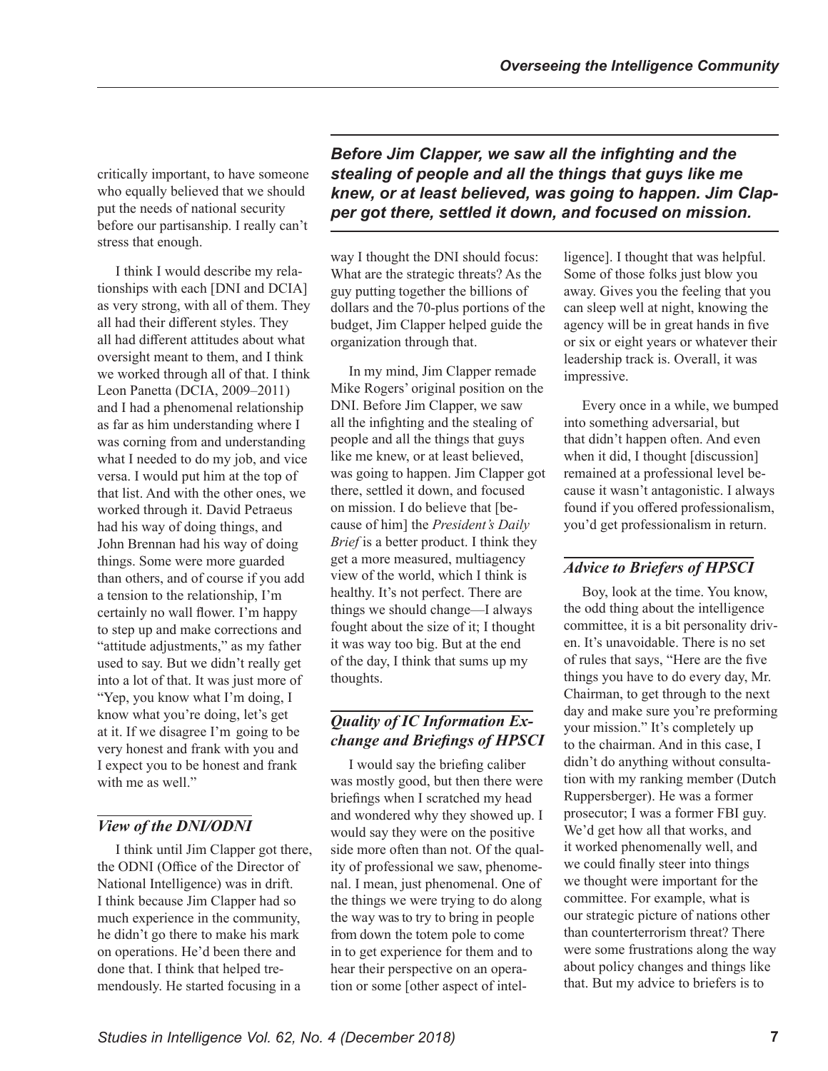critically important, to have someone who equally believed that we should put the needs of national security before our partisanship. I really can't stress that enough.

I think I would describe my relationships with each [DNI and DCIA] as very strong, with all of them. They all had their different styles. They all had different attitudes about what oversight meant to them, and I think we worked through all of that. I think Leon Panetta (DCIA, 2009–2011) and I had a phenomenal relationship as far as him understanding where I was corning from and understanding what I needed to do my job, and vice versa. I would put him at the top of that list. And with the other ones, we worked through it. David Petraeus had his way of doing things, and John Brennan had his way of doing things. Some were more guarded than others, and of course if you add a tension to the relationship, I'm certainly no wall flower. I'm happy to step up and make corrections and "attitude adjustments," as my father used to say. But we didn't really get into a lot of that. It was just more of "Yep, you know what I'm doing, I know what you're doing, let's get at it. If we disagree I'm going to be very honest and frank with you and I expect you to be honest and frank with me as well."

### *View of the DNI/ODNI*

I think until Jim Clapper got there, the ODNI (Office of the Director of National Intelligence) was in drift. I think because Jim Clapper had so much experience in the community, he didn't go there to make his mark on operations. He'd been there and done that. I think that helped tremendously. He started focusing in a way I thought the DNI should focus: What are the strategic threats? As the guy putting together the billions of dollars and the 70-plus portions of the budget, Jim Clapper helped guide the organization through that.

***Before Jim Clapper, we saw all the infighting and the stealing of people and all the things that guys like me knew, or at least believed, was going to happen. Jim Clapper got there, settled it down, and focused on mission.***

In my mind, Jim Clapper remade Mike Rogers' original position on the DNI. Before Jim Clapper, we saw all the infighting and the stealing of people and all the things that guys like me knew, or at least believed, was going to happen. Jim Clapper got there, settled it down, and focused on mission. I do believe that [because of him] the *President's Daily Brief* is a better product. I think they get a more measured, multiagency view of the world, which I think is healthy. It's not perfect. There are things we should change—I always fought about the size of it; I thought it was way too big. But at the end of the day, I think that sums up my thoughts.

### *Quality of IC Information Exchange and Briefings of HPSCI*

I would say the briefing caliber was mostly good, but then there were briefings when I scratched my head and wondered why they showed up. I would say they were on the positive side more often than not. Of the quality of professional we saw, phenomenal. I mean, just phenomenal. One of the things we were trying to do along the way was to try to bring in people from down the totem pole to come in to get experience for them and to hear their perspective on an operation or some [other aspect of intelligence]. I thought that was helpful. Some of those folks just blow you away. Gives you the feeling that you can sleep well at night, knowing the agency will be in great hands in five or six or eight years or whatever their leadership track is. Overall, it was impressive.

Every once in a while, we bumped into something adversarial, but that didn't happen often. And even when it did, I thought [discussion] remained at a professional level because it wasn't antagonistic. I always found if you offered professionalism, you'd get professionalism in return.

### *Advice to Briefers of HPSCI*

Boy, look at the time. You know, the odd thing about the intelligence committee, it is a bit personality driven. It's unavoidable. There is no set of rules that says, "Here are the five things you have to do every day, Mr. Chairman, to get through to the next day and make sure you're preforming your mission." It's completely up to the chairman. And in this case, I didn't do anything without consultation with my ranking member (Dutch Ruppersberger). He was a former prosecutor; I was a former FBI guy. We'd get how all that works, and it worked phenomenally well, and we could finally steer into things we thought were important for the committee. For example, what is our strategic picture of nations other than counterterrorism threat? There were some frustrations along the way about policy changes and things like that. But my advice to briefers is to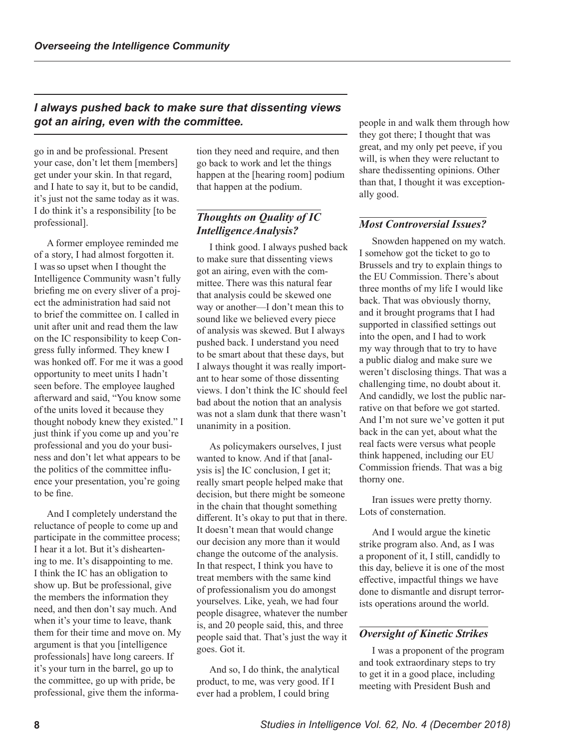*I always pushed back to make sure that dissenting views got an airing, even with the committee.*

go in and be professional. Present your case, don't let them [members] get under your skin. In that regard, and I hate to say it, but to be candid, it's just not the same today as it was. I do think it's a responsibility [to be professional].

A former employee reminded me of a story, I had almost forgotten it. I was so upset when I thought the Intelligence Community wasn't fully briefing me on every sliver of a project the administration had said not to brief the committee on. I called in unit after unit and read them the law on the IC responsibility to keep Congress fully informed. They knew I was honked off. For me it was a good opportunity to meet units I hadn't seen before. The employee laughed afterward and said, "You know some of the units loved it because they thought nobody knew they existed." I just think if you come up and you're professional and you do your business and don't let what appears to be the politics of the committee influence your presentation, you're going to be fine.

And I completely understand the reluctance of people to come up and participate in the committee process; I hear it a lot. But it's disheartening to me. It's disappointing to me. I think the IC has an obligation to show up. But be professional, give the members the information they need, and then don't say much. And when it's your time to leave, thank them for their time and move on. My argument is that you [intelligence professionals] have long careers. If it's your turn in the barrel, go up to the committee, go up with pride, be professional, give them the information they need and require, and then go back to work and let the things happen at the [hearing room] podium that happen at the podium.

### *Thoughts on Quality of IC Intelligence Analysis?*

I think good. I always pushed back to make sure that dissenting views got an airing, even with the committee. There was this natural fear that analysis could be skewed one way or another—I don't mean this to sound like we believed every piece of analysis was skewed. But I always pushed back. I understand you need to be smart about that these days, but I always thought it was really important to hear some of those dissenting views. I don't think the IC should feel bad about the notion that an analysis was not a slam dunk that there wasn't unanimity in a position.

As policymakers ourselves, I just wanted to know. And if that [analysis is] the IC conclusion, I get it; really smart people helped make that decision, but there might be someone in the chain that thought something different. It's okay to put that in there. It doesn't mean that would change our decision any more than it would change the outcome of the analysis. In that respect, I think you have to treat members with the same kind of professionalism you do amongst yourselves. Like, yeah, we had four people disagree, whatever the number is, and 20 people said, this, and three people said that. That's just the way it goes. Got it.

And so, I do think, the analytical product, to me, was very good. If I ever had a problem, I could bring people in and walk them through how they got there; I thought that was great, and my only pet peeve, if you will, is when they were reluctant to share the dissenting opinions. Other than that, I thought it was exceptionally good.

### *Most Controversial Issues?*

Snowden happened on my watch. I somehow got the ticket to go to Brussels and try to explain things to the EU Commission. There's about three months of my life I would like back. That was obviously thorny, and it brought programs that I had supported in classified settings out into the open, and I had to work my way through that to try to have a public dialog and make sure we weren't disclosing things. That was a challenging time, no doubt about it. And candidly, we lost the public narrative on that before we got started. And I'm not sure we've gotten it put back in the can yet, about what the real facts were versus what people think happened, including our EU Commission friends. That was a big thorny one.

Iran issues were pretty thorny. Lots of consternation.

And I would argue the kinetic strike program also. And, as I was a proponent of it, I still, candidly to this day, believe it is one of the most effective, impactful things we have done to dismantle and disrupt terrorists operations around the world.

### *Oversight of Kinetic Strikes*

I was a proponent of the program and took extraordinary steps to try to get it in a good place, including meeting with President Bush and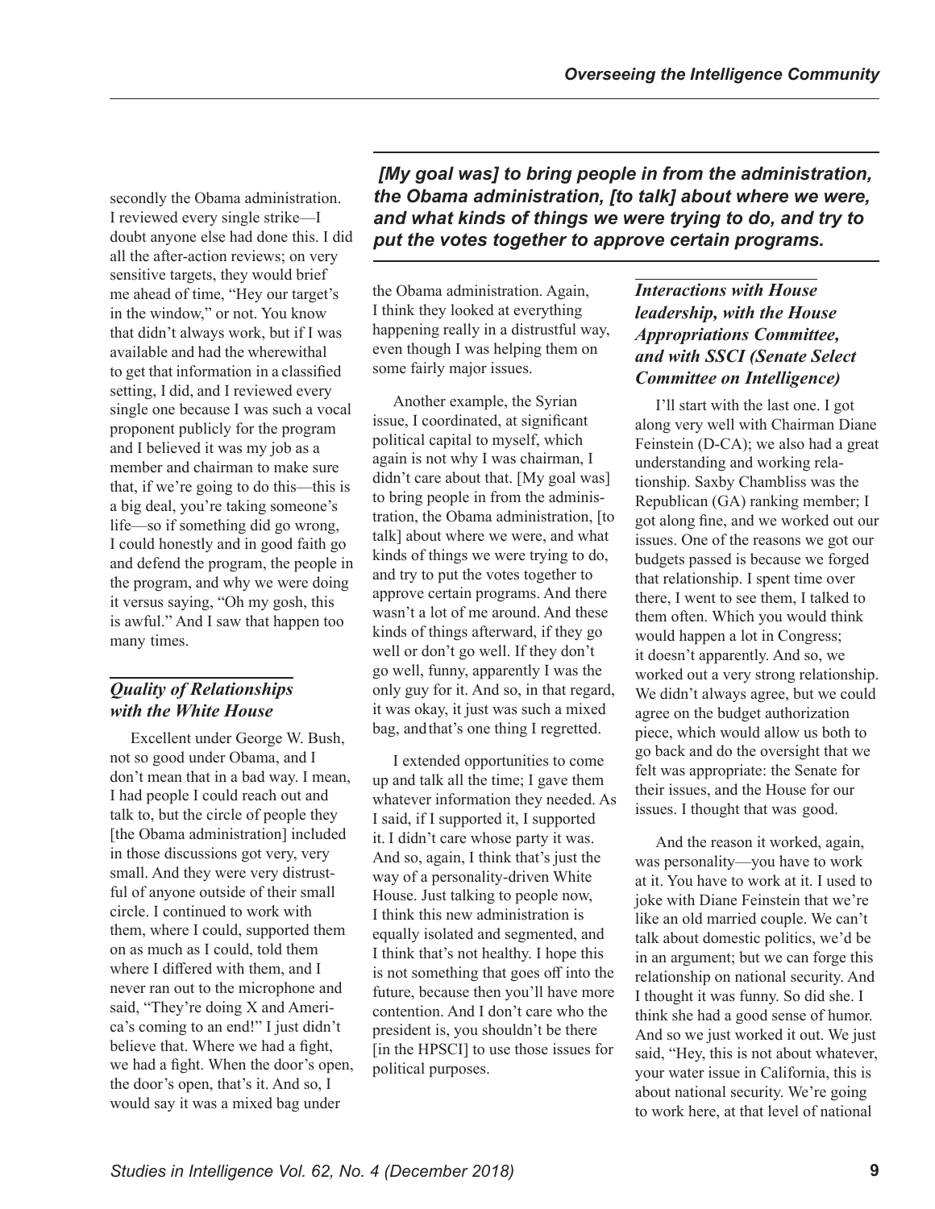secondly the Obama administration. I reviewed every single strike—I doubt anyone else had done this. I did all the after-action reviews; on very sensitive targets, they would brief me ahead of time, "Hey our target's in the window," or not. You know that didn't always work, but if I was available and had the wherewithal to get that information in a classified setting, I did, and I reviewed every single one because I was such a vocal proponent publicly for the program and I believed it was my job as a member and chairman to make sure that, if we're going to do this—this is a big deal, you're taking someone's life—so if something did go wrong, I could honestly and in good faith go and defend the program, the people in the program, and why we were doing it versus saying, "Oh my gosh, this is awful." And I saw that happen too many times.

### *Quality of Relationships with the White House*

Excellent under George W. Bush, not so good under Obama, and I don't mean that in a bad way. I mean, I had people I could reach out and talk to, but the circle of people they [the Obama administration] included in those discussions got very, very small. And they were very distrustful of anyone outside of their small circle. I continued to work with them, where I could, supported them on as much as I could, told them where I differed with them, and I never ran out to the microphone and said, "They're doing X and America's coming to an end!" I just didn't believe that. Where we had a fight, we had a fight. When the door's open, the door's open, that's it. And so, I would say it was a mixed bag under the Obama administration. Again, I think they looked at everything happening really in a distrustful way, even though I was helping them on some fairly major issues.

> ***[My goal was] to bring people in from the administration, the Obama administration, [to talk] about where we were, and what kinds of things we were trying to do, and try to put the votes together to approve certain programs.***

Another example, the Syrian issue, I coordinated, at significant political capital to myself, which again is not why I was chairman, I didn't care about that. [My goal was] to bring people in from the administration, the Obama administration, [to talk] about where we were, and what kinds of things we were trying to do, and try to put the votes together to approve certain programs. And there wasn't a lot of me around. And these kinds of things afterward, if they go well or don't go well. If they don't go well, funny, apparently I was the only guy for it. And so, in that regard, it was okay, it just was such a mixed bag, and that's one thing I regretted.

I extended opportunities to come up and talk all the time; I gave them whatever information they needed. As I said, if I supported it, I supported it. I didn't care whose party it was. And so, again, I think that's just the way of a personality-driven White House. Just talking to people now, I think this new administration is equally isolated and segmented, and I think that's not healthy. I hope this is not something that goes off into the future, because then you'll have more contention. And I don't care who the president is, you shouldn't be there [in the HPSCI] to use those issues for political purposes.

### *Interactions with House leadership, with the House Appropriations Committee, and with SSCI (Senate Select Committee on Intelligence)*

I'll start with the last one. I got along very well with Chairman Diane Feinstein (D-CA); we also had a great understanding and working relationship. Saxby Chambliss was the Republican (GA) ranking member; I got along fine, and we worked out our issues. One of the reasons we got our budgets passed is because we forged that relationship. I spent time over there, I went to see them, I talked to them often. Which you would think would happen a lot in Congress; it doesn't apparently. And so, we worked out a very strong relationship. We didn't always agree, but we could agree on the budget authorization piece, which would allow us both to go back and do the oversight that we felt was appropriate: the Senate for their issues, and the House for our issues. I thought that was good.

And the reason it worked, again, was personality—you have to work at it. You have to work at it. I used to joke with Diane Feinstein that we're like an old married couple. We can't talk about domestic politics, we'd be in an argument; but we can forge this relationship on national security. And I thought it was funny. So did she. I think she had a good sense of humor. And so we just worked it out. We just said, "Hey, this is not about whatever, your water issue in California, this is about national security. We're going to work here, at that level of national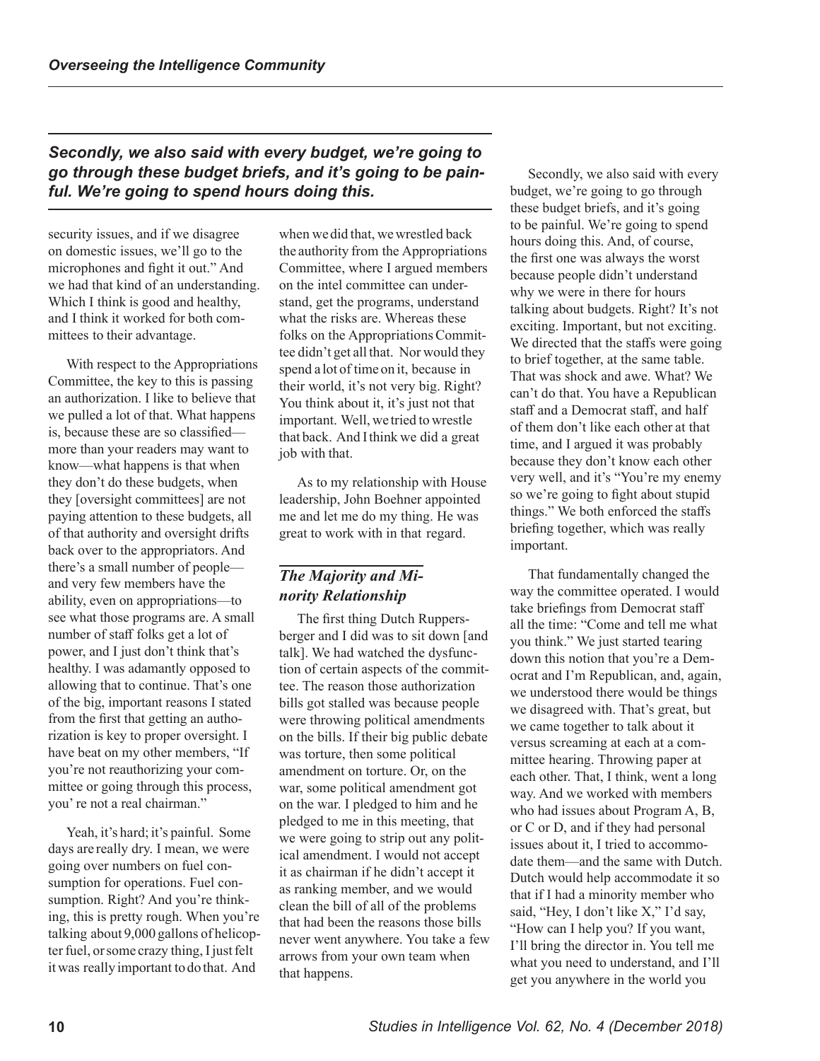*Secondly, we also said with every budget, we're going to go through these budget briefs, and it's going to be painful. We're going to spend hours doing this.*

security issues, and if we disagree on domestic issues, we'll go to the microphones and fight it out." And we had that kind of an understanding. Which I think is good and healthy, and I think it worked for both committees to their advantage.

With respect to the Appropriations Committee, the key to this is passing an authorization. I like to believe that we pulled a lot of that. What happens is, because these are so classified—more than your readers may want to know—what happens is that when they don't do these budgets, when they [oversight committees] are not paying attention to these budgets, all of that authority and oversight drifts back over to the appropriators. And there's a small number of people—and very few members have the ability, even on appropriations—to see what those programs are. A small number of staff folks get a lot of power, and I just don't think that's healthy. I was adamantly opposed to allowing that to continue. That's one of the big, important reasons I stated from the first that getting an authorization is key to proper oversight. I have beat on my other members, "If you're not reauthorizing your committee or going through this process, you' re not a real chairman."

Yeah, it's hard; it's painful. Some days are really dry. I mean, we were going over numbers on fuel consumption for operations. Fuel consumption. Right? And you're thinking, this is pretty rough. When you're talking about 9,000 gallons of helicopter fuel, or some crazy thing, I just felt it was really important to do that. And when we did that, we wrestled back the authority from the Appropriations Committee, where I argued members on the intel committee can understand, get the programs, understand what the risks are. Whereas these folks on the Appropriations Committee didn't get all that. Nor would they spend a lot of time on it, because in their world, it's not very big. Right? You think about it, it's just not that important. Well, we tried to wrestle that back. And I think we did a great job with that.

As to my relationship with House leadership, John Boehner appointed me and let me do my thing. He was great to work with in that regard.

### *The Majority and Minority Relationship*

The first thing Dutch Ruppersberger and I did was to sit down [and talk]. We had watched the dysfunction of certain aspects of the committee. The reason those authorization bills got stalled was because people were throwing political amendments on the bills. If their big public debate was torture, then some political amendment on torture. Or, on the war, some political amendment got on the war. I pledged to him and he pledged to me in this meeting, that we were going to strip out any political amendment. I would not accept it as chairman if he didn't accept it as ranking member, and we would clean the bill of all of the problems that had been the reasons those bills never went anywhere. You take a few arrows from your own team when that happens.

Secondly, we also said with every budget, we're going to go through these budget briefs, and it's going to be painful. We're going to spend hours doing this. And, of course, the first one was always the worst because people didn't understand why we were in there for hours talking about budgets. Right? It's not exciting. Important, but not exciting. We directed that the staffs were going to brief together, at the same table. That was shock and awe. What? We can't do that. You have a Republican staff and a Democrat staff, and half of them don't like each other at that time, and I argued it was probably because they don't know each other very well, and it's "You're my enemy so we're going to fight about stupid things." We both enforced the staffs briefing together, which was really important.

That fundamentally changed the way the committee operated. I would take briefings from Democrat staff all the time: "Come and tell me what you think." We just started tearing down this notion that you're a Democrat and I'm Republican, and, again, we understood there would be things we disagreed with. That's great, but we came together to talk about it versus screaming at each at a committee hearing. Throwing paper at each other. That, I think, went a long way. And we worked with members who had issues about Program A, B, or C or D, and if they had personal issues about it, I tried to accommodate them—and the same with Dutch. Dutch would help accommodate it so that if I had a minority member who said, "Hey, I don't like X," I'd say, "How can I help you? If you want, I'll bring the director in. You tell me what you need to understand, and I'll get you anywhere in the world you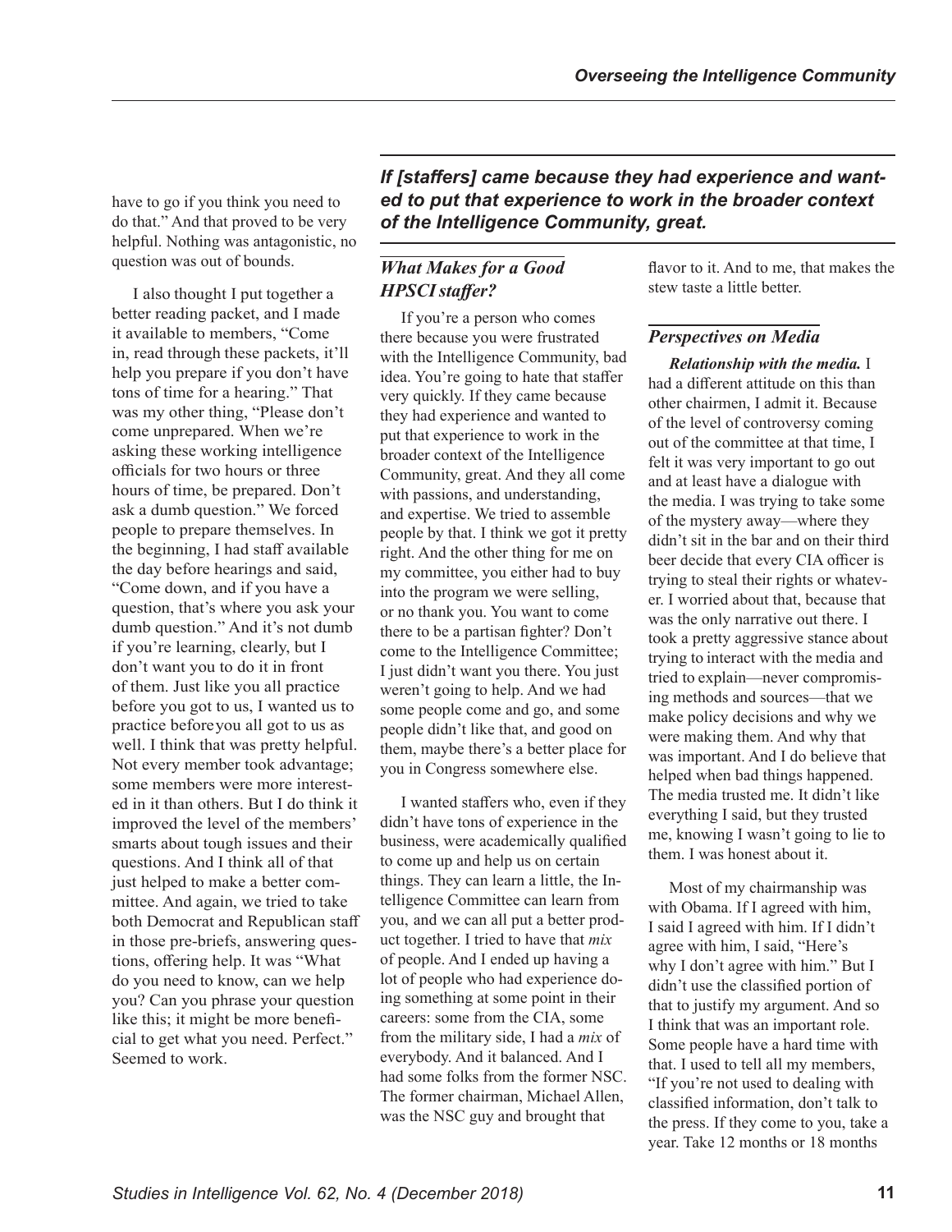have to go if you think you need to do that." And that proved to be very helpful. Nothing was antagonistic, no question was out of bounds.

I also thought I put together a better reading packet, and I made it available to members, "Come in, read through these packets, it'll help you prepare if you don't have tons of time for a hearing." That was my other thing, "Please don't come unprepared. When we're asking these working intelligence officials for two hours or three hours of time, be prepared. Don't ask a dumb question." We forced people to prepare themselves. In the beginning, I had staff available the day before hearings and said, "Come down, and if you have a question, that's where you ask your dumb question." And it's not dumb if you're learning, clearly, but I don't want you to do it in front of them. Just like you all practice before you got to us, I wanted us to practice before you all got to us as well. I think that was pretty helpful. Not every member took advantage; some members were more interested in it than others. But I do think it improved the level of the members' smarts about tough issues and their questions. And I think all of that just helped to make a better committee. And again, we tried to take both Democrat and Republican staff in those pre-briefs, answering questions, offering help. It was "What do you need to know, can we help you? Can you phrase your question like this; it might be more beneficial to get what you need. Perfect." Seemed to work.

***If [staffers] came because they had experience and wanted to put that experience to work in the broader context of the Intelligence Community, great.***

## *What Makes for a Good HPSCI staffer?*

If you're a person who comes there because you were frustrated with the Intelligence Community, bad idea. You're going to hate that staffer very quickly. If they came because they had experience and wanted to put that experience to work in the broader context of the Intelligence Community, great. And they all come with passions, and understanding, and expertise. We tried to assemble people by that. I think we got it pretty right. And the other thing for me on my committee, you either had to buy into the program we were selling, or no thank you. You want to come there to be a partisan fighter? Don't come to the Intelligence Committee; I just didn't want you there. You just weren't going to help. And we had some people come and go, and some people didn't like that, and good on them, maybe there's a better place for you in Congress somewhere else.

I wanted staffers who, even if they didn't have tons of experience in the business, were academically qualified to come up and help us on certain things. They can learn a little, the Intelligence Committee can learn from you, and we can all put a better product together. I tried to have that *mix* of people. And I ended up having a lot of people who had experience doing something at some point in their careers: some from the CIA, some from the military side, I had a *mix* of everybody. And it balanced. And I had some folks from the former NSC. The former chairman, Michael Allen, was the NSC guy and brought that flavor to it. And to me, that makes the stew taste a little better.

## *Perspectives on Media*

***Relationship with the media.*** I had a different attitude on this than other chairmen, I admit it. Because of the level of controversy coming out of the committee at that time, I felt it was very important to go out and at least have a dialogue with the media. I was trying to take some of the mystery away—where they didn't sit in the bar and on their third beer decide that every CIA officer is trying to steal their rights or whatever. I worried about that, because that was the only narrative out there. I took a pretty aggressive stance about trying to interact with the media and tried to explain—never compromising methods and sources—that we make policy decisions and why we were making them. And why that was important. And I do believe that helped when bad things happened. The media trusted me. It didn't like everything I said, but they trusted me, knowing I wasn't going to lie to them. I was honest about it.

Most of my chairmanship was with Obama. If I agreed with him, I said I agreed with him. If I didn't agree with him, I said, "Here's why I don't agree with him." But I didn't use the classified portion of that to justify my argument. And so I think that was an important role. Some people have a hard time with that. I used to tell all my members, "If you're not used to dealing with classified information, don't talk to the press. If they come to you, take a year. Take 12 months or 18 months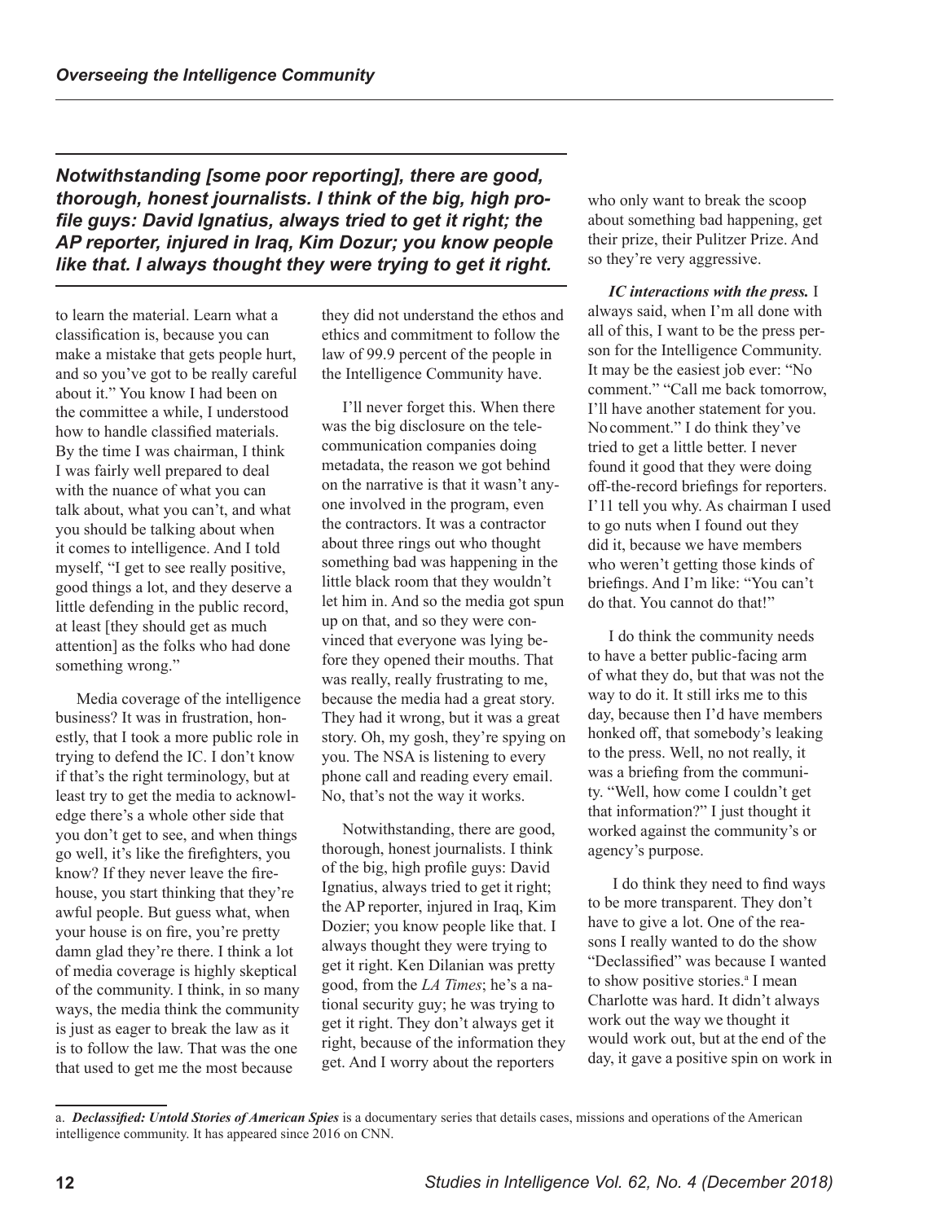*Notwithstanding [some poor reporting], there are good, thorough, honest journalists. I think of the big, high profile guys: David Ignatius, always tried to get it right; the AP reporter, injured in Iraq, Kim Dozur; you know people like that. I always thought they were trying to get it right.*

to learn the material. Learn what a classification is, because you can make a mistake that gets people hurt, and so you've got to be really careful about it." You know I had been on the committee a while, I understood how to handle classified materials. By the time I was chairman, I think I was fairly well prepared to deal with the nuance of what you can talk about, what you can't, and what you should be talking about when it comes to intelligence. And I told myself, "I get to see really positive, good things a lot, and they deserve a little defending in the public record, at least [they should get as much attention] as the folks who had done something wrong."

Media coverage of the intelligence business? It was in frustration, honestly, that I took a more public role in trying to defend the IC. I don't know if that's the right terminology, but at least try to get the media to acknowledge there's a whole other side that you don't get to see, and when things go well, it's like the firefighters, you know? If they never leave the firehouse, you start thinking that they're awful people. But guess what, when your house is on fire, you're pretty damn glad they're there. I think a lot of media coverage is highly skeptical of the community. I think, in so many ways, the media think the community is just as eager to break the law as it is to follow the law. That was the one that used to get me the most because they did not understand the ethos and ethics and commitment to follow the law of 99.9 percent of the people in the Intelligence Community have.

I'll never forget this. When there was the big disclosure on the telecommunication companies doing metadata, the reason we got behind on the narrative is that it wasn't anyone involved in the program, even the contractors. It was a contractor about three rings out who thought something bad was happening in the little black room that they wouldn't let him in. And so the media got spun up on that, and so they were convinced that everyone was lying before they opened their mouths. That was really, really frustrating to me, because the media had a great story. They had it wrong, but it was a great story. Oh, my gosh, they're spying on you. The NSA is listening to every phone call and reading every email. No, that's not the way it works.

Notwithstanding, there are good, thorough, honest journalists. I think of the big, high profile guys: David Ignatius, always tried to get it right; the AP reporter, injured in Iraq, Kim Dozier; you know people like that. I always thought they were trying to get it right. Ken Dilanian was pretty good, from the *LA Times*; he's a national security guy; he was trying to get it right. They don't always get it right, because of the information they get. And I worry about the reporters who only want to break the scoop about something bad happening, get their prize, their Pulitzer Prize. And so they're very aggressive.

***IC interactions with the press.*** I always said, when I'm all done with all of this, I want to be the press person for the Intelligence Community. It may be the easiest job ever: "No comment." "Call me back tomorrow, I'll have another statement for you. No comment." I do think they've tried to get a little better. I never found it good that they were doing off-the-record briefings for reporters. I'll tell you why. As chairman I used to go nuts when I found out they did it, because we have members who weren't getting those kinds of briefings. And I'm like: "You can't do that. You cannot do that!"

I do think the community needs to have a better public-facing arm of what they do, but that was not the way to do it. It still irks me to this day, because then I'd have members honked off, that somebody's leaking to the press. Well, no not really, it was a briefing from the community. "Well, how come I couldn't get that information?" I just thought it worked against the community's or agency's purpose.

I do think they need to find ways to be more transparent. They don't have to give a lot. One of the reasons I really wanted to do the show "Declassified" was because I wanted to show positive stories.[a] I mean Charlotte was hard. It didn't always work out the way we thought it would work out, but at the end of the day, it gave a positive spin on work in

---

a. ***Declassified: Untold Stories of American Spies*** is a documentary series that details cases, missions and operations of the American intelligence community. It has appeared since 2016 on CNN.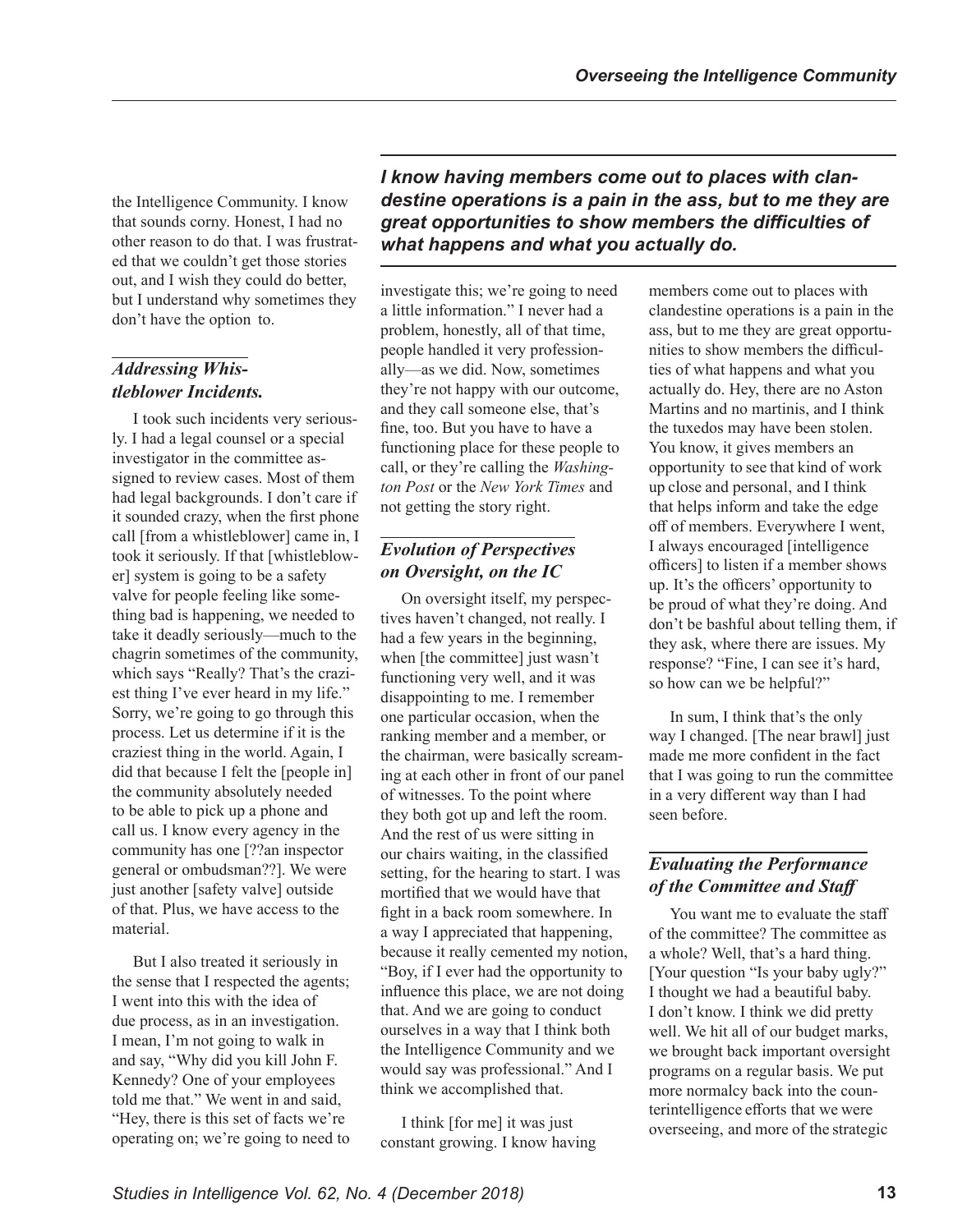the Intelligence Community. I know that sounds corny. Honest, I had no other reason to do that. I was frustrated that we couldn't get those stories out, and I wish they could do better, but I understand why sometimes they don't have the option to.

### *Addressing Whistleblower Incidents.*

I took such incidents very seriously. I had a legal counsel or a special investigator in the committee assigned to review cases. Most of them had legal backgrounds. I don't care if it sounded crazy, when the first phone call [from a whistleblower] came in, I took it seriously. If that [whistleblower] system is going to be a safety valve for people feeling like something bad is happening, we needed to take it deadly seriously—much to the chagrin sometimes of the community, which says "Really? That's the craziest thing I've ever heard in my life." Sorry, we're going to go through this process. Let us determine if it is the craziest thing in the world. Again, I did that because I felt the [people in] the community absolutely needed to be able to pick up a phone and call us. I know every agency in the community has one [??an inspector general or ombudsman??]. We were just another [safety valve] outside of that. Plus, we have access to the material.

But I also treated it seriously in the sense that I respected the agents; I went into this with the idea of due process, as in an investigation. I mean, I'm not going to walk in and say, "Why did you kill John F. Kennedy? One of your employees told me that." We went in and said, "Hey, there is this set of facts we're operating on; we're going to need to investigate this; we're going to need a little information." I never had a problem, honestly, all of that time, people handled it very professionally—as we did. Now, sometimes they're not happy with our outcome, and they call someone else, that's fine, too. But you have to have a functioning place for these people to call, or they're calling the *Washington Post* or the *New York Times* and not getting the story right.

### *Evolution of Perspectives on Oversight, on the IC*

On oversight itself, my perspectives haven't changed, not really. I had a few years in the beginning, when [the committee] just wasn't functioning very well, and it was disappointing to me. I remember one particular occasion, when the ranking member and a member, or the chairman, were basically screaming at each other in front of our panel of witnesses. To the point where they both got up and left the room. And the rest of us were sitting in our chairs waiting, in the classified setting, for the hearing to start. I was mortified that we would have that fight in a back room somewhere. In a way I appreciated that happening, because it really cemented my notion, "Boy, if I ever had the opportunity to influence this place, we are not doing that. And we are going to conduct ourselves in a way that I think both the Intelligence Community and we would say was professional." And I think we accomplished that.

I think [for me] it was just constant growing. I know having members come out to places with clandestine operations is a pain in the ass, but to me they are great opportunities to show members the difficulties of what happens and what you actually do. Hey, there are no Aston Martins and no martinis, and I think the tuxedos may have been stolen. You know, it gives members an opportunity to see that kind of work up close and personal, and I think that helps inform and take the edge off of members. Everywhere I went, I always encouraged [intelligence officers] to listen if a member shows up. It's the officers' opportunity to be proud of what they're doing. And don't be bashful about telling them, if they ask, where there are issues. My response? "Fine, I can see it's hard, so how can we be helpful?"

***I know having members come out to places with clandestine operations is a pain in the ass, but to me they are great opportunities to show members the difficulties of what happens and what you actually do.***

In sum, I think that's the only way I changed. [The near brawl] just made me more confident in the fact that I was going to run the committee in a very different way than I had seen before.

### *Evaluating the Performance of the Committee and Staff*

You want me to evaluate the staff of the committee? The committee as a whole? Well, that's a hard thing. [Your question "Is your baby ugly?" I thought we had a beautiful baby. I don't know. I think we did pretty well. We hit all of our budget marks, we brought back important oversight programs on a regular basis. We put more normalcy back into the counterintelligence efforts that we were overseeing, and more of the strategic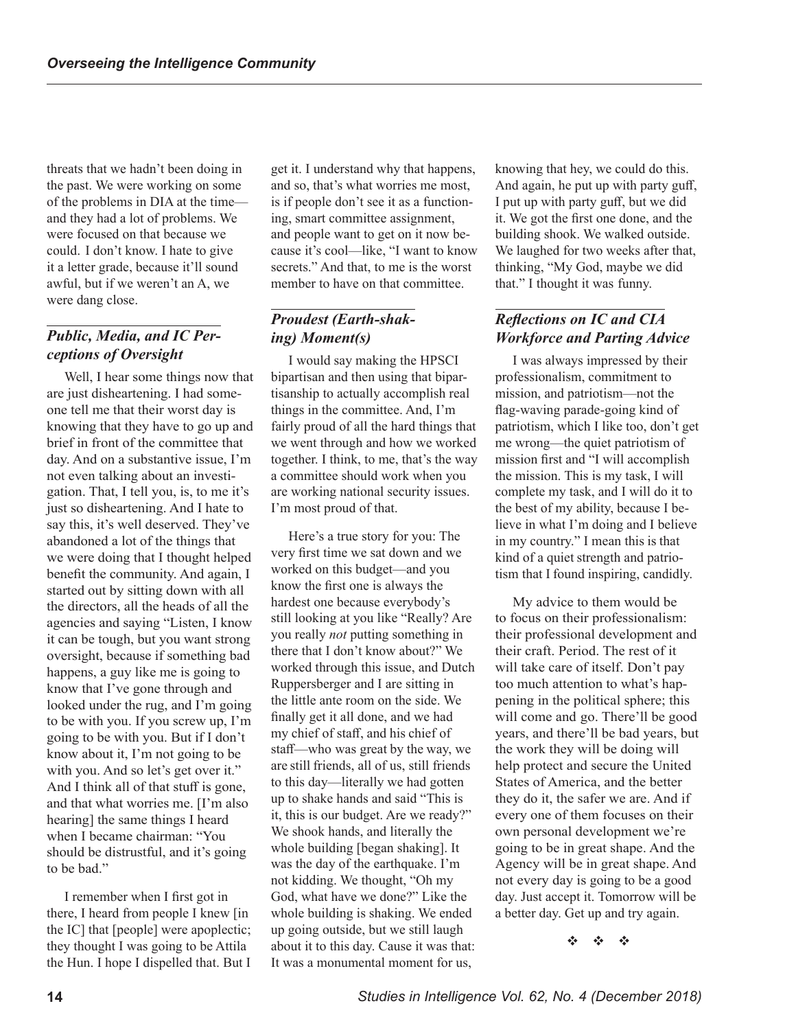threats that we hadn't been doing in the past. We were working on some of the problems in DIA at the time—and they had a lot of problems. We were focused on that because we could. I don't know. I hate to give it a letter grade, because it'll sound awful, but if we weren't an A, we were dang close.

### *Public, Media, and IC Perceptions of Oversight*

Well, I hear some things now that are just disheartening. I had someone tell me that their worst day is knowing that they have to go up and brief in front of the committee that day. And on a substantive issue, I'm not even talking about an investigation. That, I tell you, is, to me it's just so disheartening. And I hate to say this, it's well deserved. They've abandoned a lot of the things that we were doing that I thought helped benefit the community. And again, I started out by sitting down with all the directors, all the heads of all the agencies and saying "Listen, I know it can be tough, but you want strong oversight, because if something bad happens, a guy like me is going to know that I've gone through and looked under the rug, and I'm going to be with you. If you screw up, I'm going to be with you. But if I don't know about it, I'm not going to be with you. And so let's get over it." And I think all of that stuff is gone, and that what worries me. [I'm also hearing] the same things I heard when I became chairman: "You should be distrustful, and it's going to be bad."

I remember when I first got in there, I heard from people I knew [in the IC] that [people] were apoplectic; they thought I was going to be Attila the Hun. I hope I dispelled that. But I get it. I understand why that happens, and so, that's what worries me most, is if people don't see it as a functioning, smart committee assignment, and people want to get on it now because it's cool—like, "I want to know secrets." And that, to me is the worst member to have on that committee.

### *Proudest (Earth-shaking) Moment(s)*

I would say making the HPSCI bipartisan and then using that bipartisanship to actually accomplish real things in the committee. And, I'm fairly proud of all the hard things that we went through and how we worked together. I think, to me, that's the way a committee should work when you are working national security issues. I'm most proud of that.

Here's a true story for you: The very first time we sat down and we worked on this budget—and you know the first one is always the hardest one because everybody's still looking at you like "Really? Are you really *not* putting something in there that I don't know about?" We worked through this issue, and Dutch Ruppersberger and I are sitting in the little ante room on the side. We finally get it all done, and we had my chief of staff, and his chief of staff—who was great by the way, we are still friends, all of us, still friends to this day—literally we had gotten up to shake hands and said "This is it, this is our budget. Are we ready?" We shook hands, and literally the whole building [began shaking]. It was the day of the earthquake. I'm not kidding. We thought, "Oh my God, what have we done?" Like the whole building is shaking. We ended up going outside, but we still laugh about it to this day. Cause it was that: It was a monumental moment for us, knowing that hey, we could do this. And again, he put up with party guff, I put up with party guff, but we did it. We got the first one done, and the building shook. We walked outside. We laughed for two weeks after that, thinking, "My God, maybe we did that." I thought it was funny.

### *Reflections on IC and CIA Workforce and Parting Advice*

I was always impressed by their professionalism, commitment to mission, and patriotism—not the flag-waving parade-going kind of patriotism, which I like too, don't get me wrong—the quiet patriotism of mission first and "I will accomplish the mission. This is my task, I will complete my task, and I will do it to the best of my ability, because I believe in what I'm doing and I believe in my country." I mean this is that kind of a quiet strength and patriotism that I found inspiring, candidly.

My advice to them would be to focus on their professionalism: their professional development and their craft. Period. The rest of it will take care of itself. Don't pay too much attention to what's happening in the political sphere; this will come and go. There'll be good years, and there'll be bad years, but the work they will be doing will help protect and secure the United States of America, and the better they do it, the safer we are. And if every one of them focuses on their own personal development we're going to be in great shape. And the Agency will be in great shape. And not every day is going to be a good day. Just accept it. Tomorrow will be a better day. Get up and try again.

❖ ❖ ❖